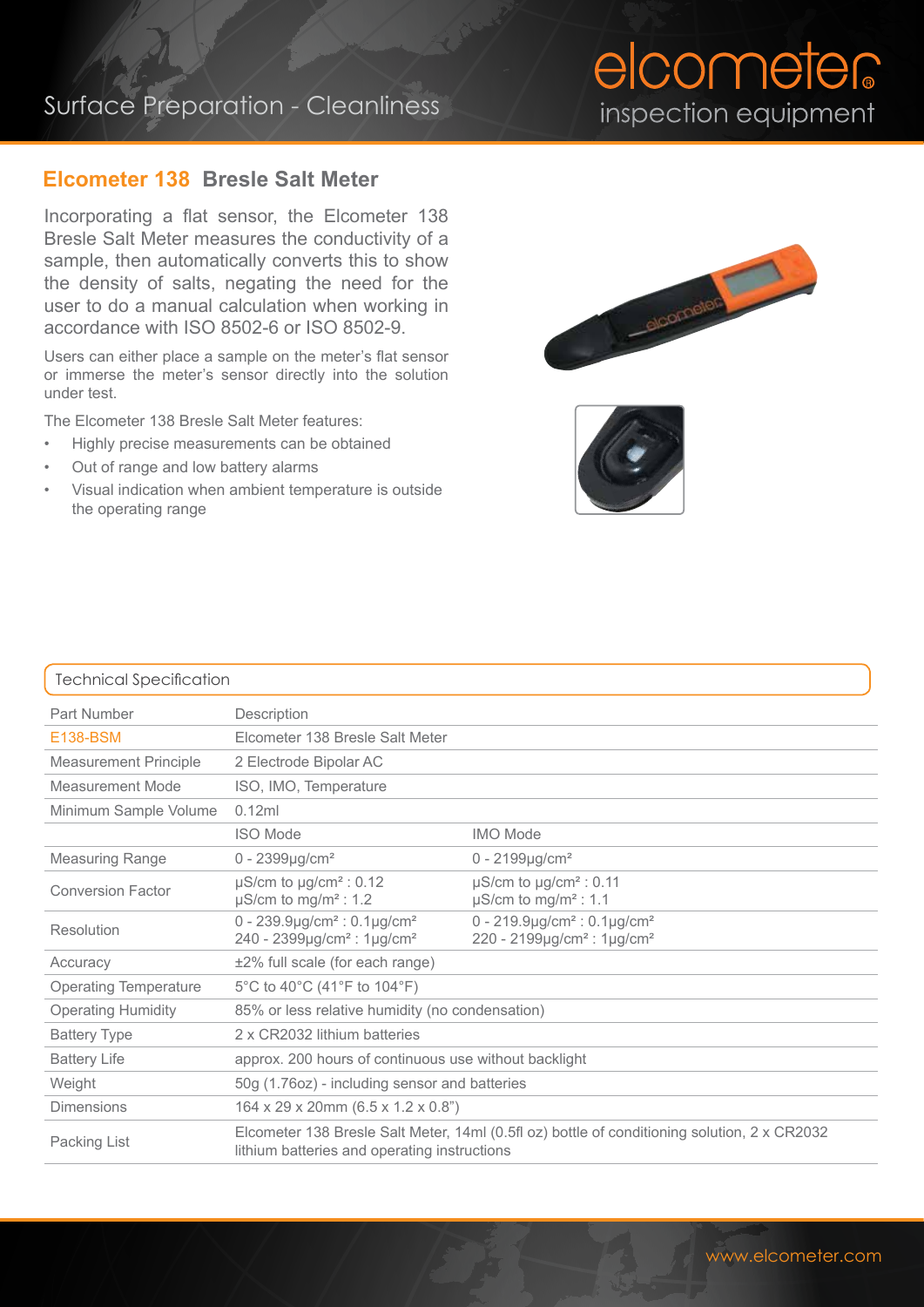Surface Preparation - Cleanliness

## Elcometer 138 Bresle Salt Meter

Incorporating a flat sensor, the Elcometer 138 Bresle Salt Meter measures the conductivity of a sample, then automatically converts this to show the density of salts, negating the need for the user to do a manual calculation when working in accordance with ISO 8502-6 or ISO 8502-9.

Users can either place a sample on the meter's flat sensor or immerse the meter's sensor directly into the solution under test.

The Elcometer 138 Bresle Salt Meter features:

- Highly precise measurements can be obtained
- Out of range and low battery alarms
- Visual indication when ambient temperature is outside the operating range

### Technical Specification

| Part Number | Description | |
|---|---|---|
| E138-BSM | Elcometer 138 Bresle Salt Meter | |
| Measurement Principle | 2 Electrode Bipolar AC | |
| Measurement Mode | ISO, IMO, Temperature | |
| Minimum Sample Volume | 0.12ml | |
| | ISO Mode | IMO Mode |
| Measuring Range | 0 - 2399µg/cm² | 0 - 2199µg/cm² |
| Conversion Factor | µS/cm to µg/cm² : 0.12<br>µS/cm to mg/m² : 1.2 | µS/cm to µg/cm² : 0.11<br>µS/cm to mg/m² : 1.1 |
| Resolution | 0 - 239.9µg/cm² : 0.1µg/cm²<br>240 - 2399µg/cm² : 1µg/cm² | 0 - 219.9µg/cm² : 0.1µg/cm²<br>220 - 2199µg/cm² : 1µg/cm² |
| Accuracy | ±2% full scale (for each range) | |
| Operating Temperature | 5°C to 40°C (41°F to 104°F) | |
| Operating Humidity | 85% or less relative humidity (no condensation) | |
| Battery Type | 2 x CR2032 lithium batteries | |
| Battery Life | approx. 200 hours of continuous use without backlight | |
| Weight | 50g (1.76oz) - including sensor and batteries | |
| Dimensions | 164 x 29 x 20mm (6.5 x 1.2 x 0.8") | |
| Packing List | Elcometer 138 Bresle Salt Meter, 14ml (0.5fl oz) bottle of conditioning solution, 2 x CR2032 lithium batteries and operating instructions | |

www.elcometer.com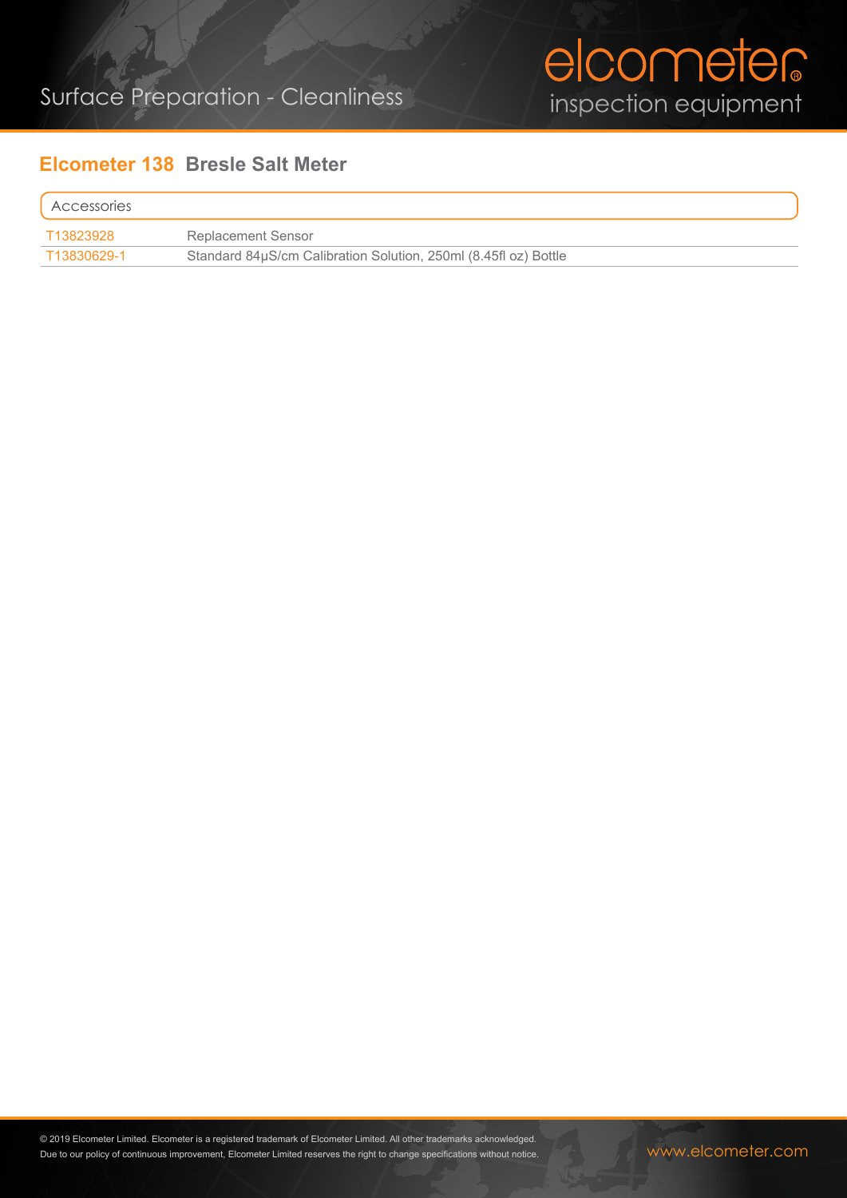## Elcometer 138 Bresle Salt Meter

| Accessories | |
|---|---|
| T13823928 | Replacement Sensor |
| T13830629-1 | Standard 84µS/cm Calibration Solution, 250ml (8.45fl oz) Bottle |